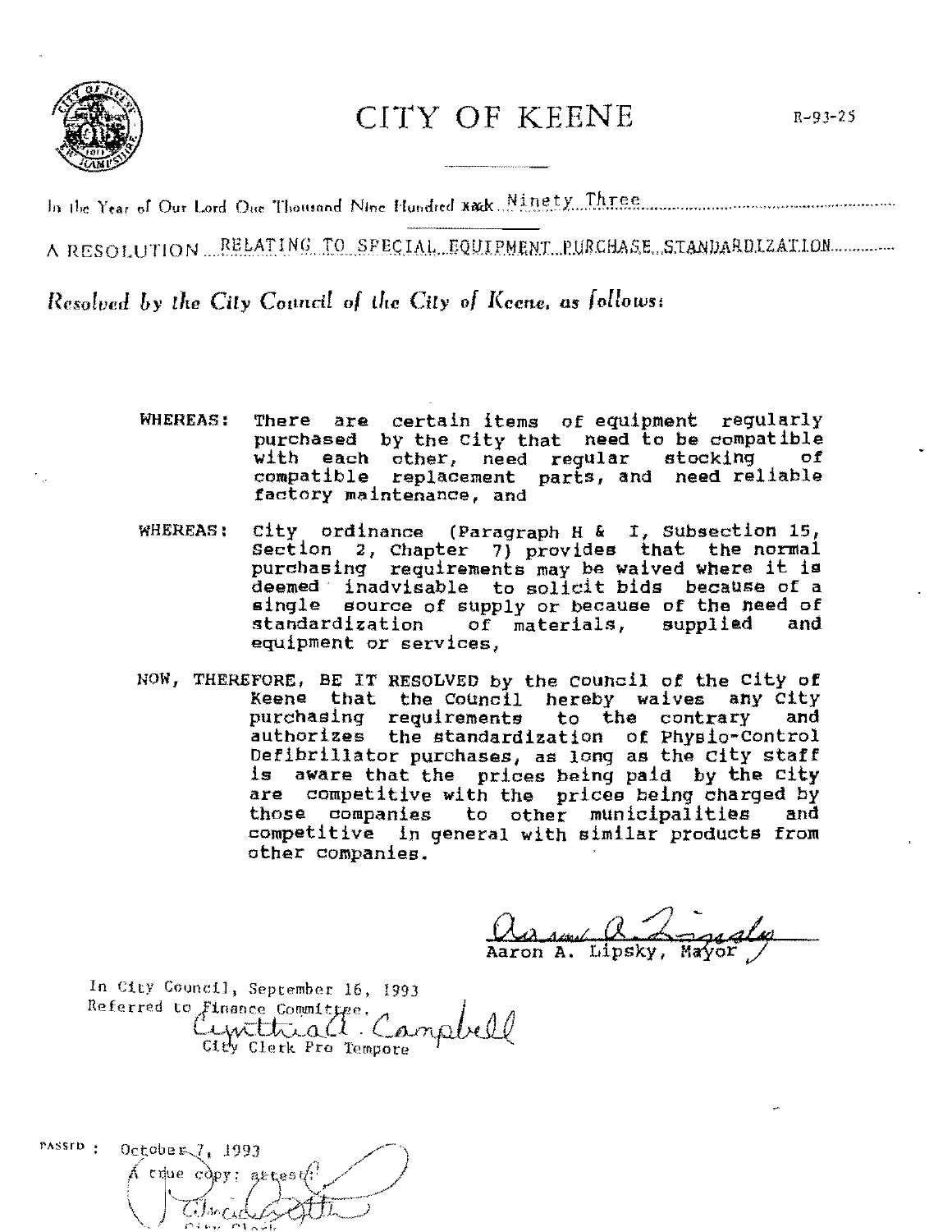# CITY OF KEENE

R-93-25

In the Year of Our Lord One Thousand Nine Hundred ~~and~~ Ninety Three

A RESOLUTION RELATING TO SPECIAL EQUIPMENT PURCHASE STANDARDIZATION

*Resolved by the City Council of the City of Keene, as follows:*

**WHEREAS:** There are certain items of equipment regularly purchased by the City that need to be compatible with each other, need regular stocking of compatible replacement parts, and need reliable factory maintenance, and

**WHEREAS:** City ordinance (Paragraph H & I, Subsection 15, Section 2, Chapter 7) provides that the normal purchasing requirements may be waived where it is deemed inadvisable to solicit bids because of a single source of supply or because of the need of standardization of materials, supplied and equipment or services,

NOW, THEREFORE, BE IT RESOLVED by the Council of the City of Keene that the Council hereby waives any City purchasing requirements to the contrary and authorizes the standardization of Physio-Control Defibrillator purchases, as long as the City staff is aware that the prices being paid by the City are competitive with the prices being charged by those companies to other municipalities and competitive in general with similar products from other companies.

Aaron A. Lipsky, Mayor

In City Council, September 16, 1993
Referred to Finance Committee.
Cynthia A. Campbell
City Clerk Pro Tempore

PASSED: October 7, 1993
A true copy; attest:
City Clerk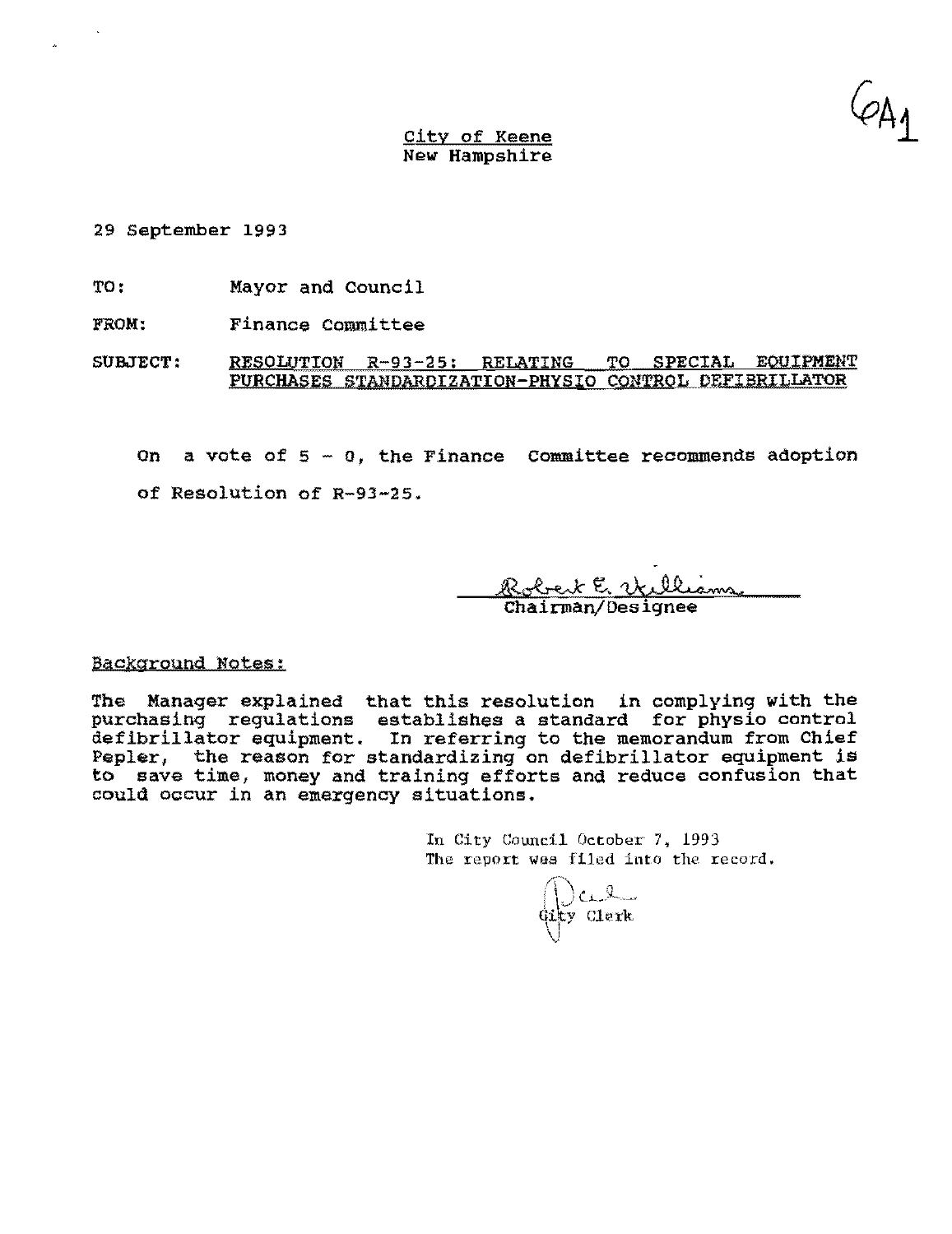6A1

City of Keene
New Hampshire

29 September 1993

TO: Mayor and Council

FROM: Finance Committee

SUBJECT: RESOLUTION R-93-25: RELATING TO SPECIAL EQUIPMENT PURCHASES STANDARDIZATION-PHYSIO CONTROL DEFIBRILLATOR

On a vote of 5 - 0, the Finance Committee recommends adoption of Resolution of R-93-25.

Robert E. Williams
Chairman/Designee

Background Notes:

The Manager explained that this resolution in complying with the purchasing regulations establishes a standard for physio control defibrillator equipment. In referring to the memorandum from Chief Pepler, the reason for standardizing on defibrillator equipment is to save time, money and training efforts and reduce confusion that could occur in an emergency situations.

In City Council October 7, 1993
The report was filed into the record.

City Clerk